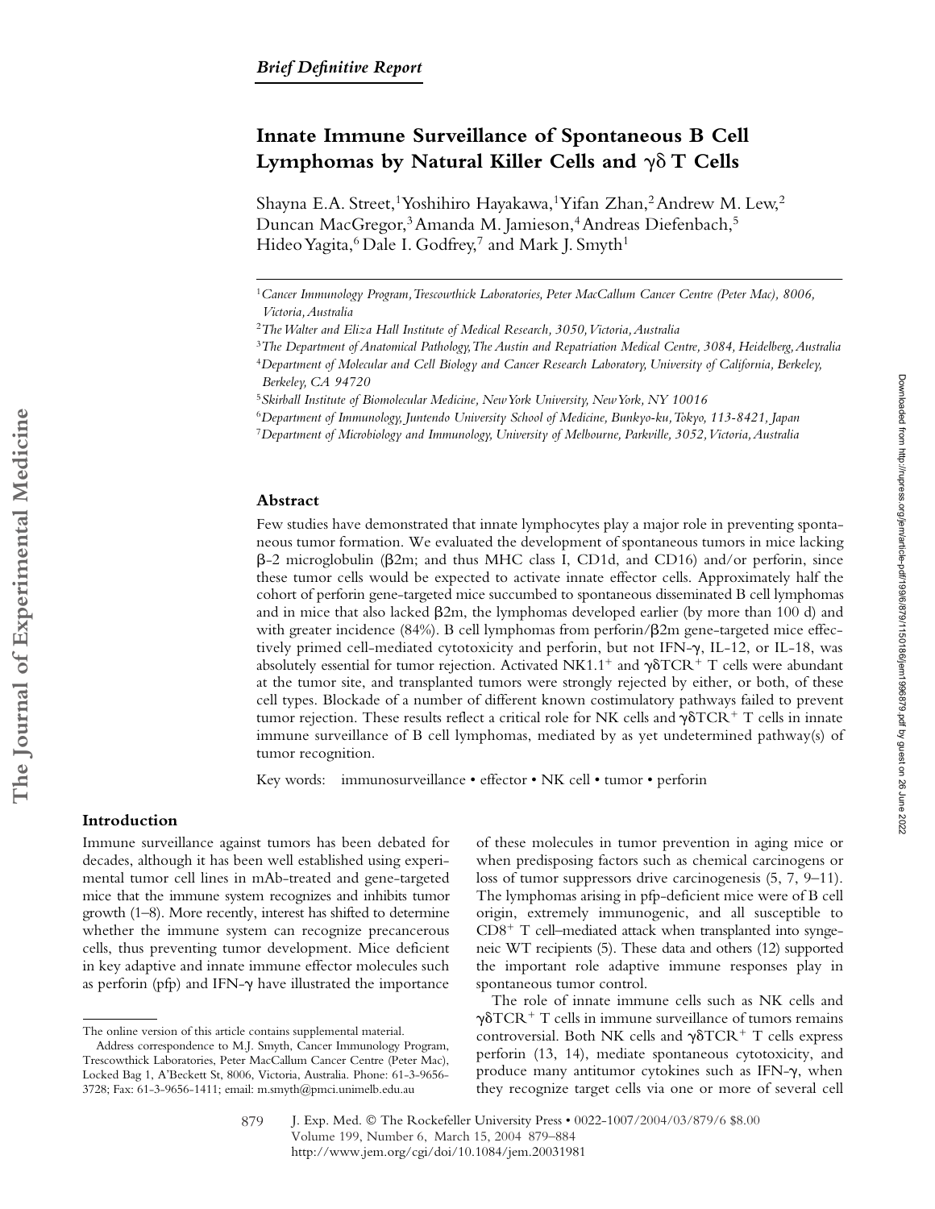*Brief Definitive Report*

# Innate Immune Surveillance of Spontaneous B Cell Lymphomas by Natural Killer Cells and γδ T Cells

Shayna E.A. Street,[1] Yoshihiro Hayakawa,[1] Yifan Zhan,[2] Andrew M. Lew,[2] Duncan MacGregor,[3] Amanda M. Jamieson,[4] Andreas Diefenbach,[5] Hideo Yagita,[6] Dale I. Godfrey,[7] and Mark J. Smyth[1]

[1]*Cancer Immunology Program, Trescowthick Laboratories, Peter MacCallum Cancer Centre (Peter Mac), 8006, Victoria, Australia*

[2]*The Walter and Eliza Hall Institute of Medical Research, 3050, Victoria, Australia*

[3]*The Department of Anatomical Pathology, The Austin and Repatriation Medical Centre, 3084, Heidelberg, Australia*

[4]*Department of Molecular and Cell Biology and Cancer Research Laboratory, University of California, Berkeley, Berkeley, CA 94720*

[5]*Skirball Institute of Biomolecular Medicine, New York University, New York, NY 10016*

[6]*Department of Immunology, Juntendo University School of Medicine, Bunkyo-ku, Tokyo, 113-8421, Japan*

[7]*Department of Microbiology and Immunology, University of Melbourne, Parkville, 3052, Victoria, Australia*

## Abstract

Few studies have demonstrated that innate lymphocytes play a major role in preventing spontaneous tumor formation. We evaluated the development of spontaneous tumors in mice lacking β-2 microglobulin (β2m; and thus MHC class I, CD1d, and CD16) and/or perforin, since these tumor cells would be expected to activate innate effector cells. Approximately half the cohort of perforin gene-targeted mice succumbed to spontaneous disseminated B cell lymphomas and in mice that also lacked β2m, the lymphomas developed earlier (by more than 100 d) and with greater incidence (84%). B cell lymphomas from perforin/β2m gene-targeted mice effectively primed cell-mediated cytotoxicity and perforin, but not IFN-γ, IL-12, or IL-18, was absolutely essential for tumor rejection. Activated NK1.1$^{+}$ and γδTCR$^{+}$ T cells were abundant at the tumor site, and transplanted tumors were strongly rejected by either, or both, of these cell types. Blockade of a number of different known costimulatory pathways failed to prevent tumor rejection. These results reflect a critical role for NK cells and γδTCR$^{+}$ T cells in innate immune surveillance of B cell lymphomas, mediated by as yet undetermined pathway(s) of tumor recognition.

Key words: immunosurveillance • effector • NK cell • tumor • perforin

## Introduction

Immune surveillance against tumors has been debated for decades, although it has been well established using experimental tumor cell lines in mAb-treated and gene-targeted mice that the immune system recognizes and inhibits tumor growth (1–8). More recently, interest has shifted to determine whether the immune system can recognize precancerous cells, thus preventing tumor development. Mice deficient in key adaptive and innate immune effector molecules such as perforin (pfp) and IFN-γ have illustrated the importance of these molecules in tumor prevention in aging mice or when predisposing factors such as chemical carcinogens or loss of tumor suppressors drive carcinogenesis (5, 7, 9–11). The lymphomas arising in pfp-deficient mice were of B cell origin, extremely immunogenic, and all susceptible to CD8$^{+}$ T cell–mediated attack when transplanted into syngeneic WT recipients (5). These data and others (12) supported the important role adaptive immune responses play in spontaneous tumor control.

The role of innate immune cells such as NK cells and γδTCR$^{+}$ T cells in immune surveillance of tumors remains controversial. Both NK cells and γδTCR$^{+}$ T cells express perforin (13, 14), mediate spontaneous cytotoxicity, and produce many antitumor cytokines such as IFN-γ, when they recognize target cells via one or more of several cell

The online version of this article contains supplemental material.

Address correspondence to M.J. Smyth, Cancer Immunology Program, Trescowthick Laboratories, Peter MacCallum Cancer Centre (Peter Mac), Locked Bag 1, A'Beckett St, 8006, Victoria, Australia. Phone: 61-3-9656-3728; Fax: 61-3-9656-1411; email: m.smyth@pmci.unimelb.edu.au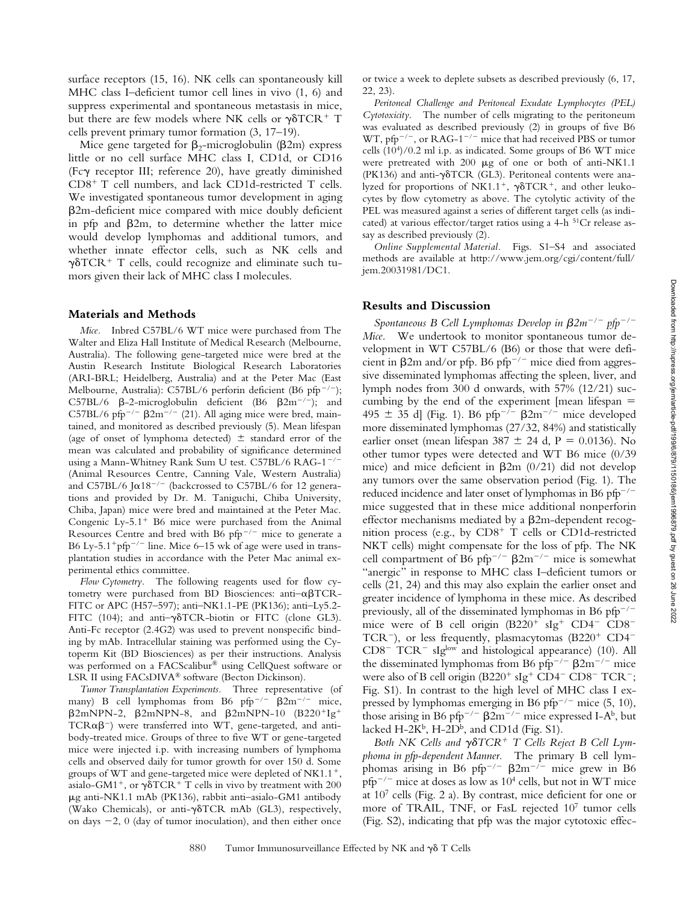surface receptors (15, 16). NK cells can spontaneously kill MHC class I–deficient tumor cell lines in vivo (1, 6) and suppress experimental and spontaneous metastasis in mice, but there are few models where NK cells or γδTCR⁺ T cells prevent primary tumor formation (3, 17–19).

Mice gene targeted for $\beta_2$-microglobulin (β2m) express little or no cell surface MHC class I, CD1d, or CD16 (Fcγ receptor III; reference 20), have greatly diminished $CD8^+$ T cell numbers, and lack CD1d-restricted T cells. We investigated spontaneous tumor development in aging β2m-deficient mice compared with mice doubly deficient in pfp and β2m, to determine whether the latter mice would develop lymphomas and additional tumors, and whether innate effector cells, such as NK cells and $\gamma\delta TCR^+$ T cells, could recognize and eliminate such tumors given their lack of MHC class I molecules.

## Materials and Methods

*Mice.* Inbred C57BL/6 WT mice were purchased from The Walter and Eliza Hall Institute of Medical Research (Melbourne, Australia). The following gene-targeted mice were bred at the Austin Research Institute Biological Research Laboratories (ARI-BRL; Heidelberg, Australia) and at the Peter Mac (East Melbourne, Australia): C57BL/6 perforin deficient (B6 $pfp^{-/-}$); C57BL/6 β-2-microglobulin deficient (B6 $\beta 2m^{-/-}$); and C57BL/6 $pfp^{-/-}$ $\beta 2m^{-/-}$ (21). All aging mice were bred, maintained, and monitored as described previously (5). Mean lifespan (age of onset of lymphoma detected) ± standard error of the mean was calculated and probability of significance determined using a Mann-Whitney Rank Sum U test. C57BL/6 $RAG\text{-}1^{-/-}$ (Animal Resources Centre, Canning Vale, Western Australia) and C57BL/6 $J\alpha 18^{-/-}$ (backcrossed to C57BL/6 for 12 generations and provided by Dr. M. Taniguchi, Chiba University, Chiba, Japan) mice were bred and maintained at the Peter Mac. Congenic Ly-5.1⁺ B6 mice were purchased from the Animal Resources Centre and bred with B6 $pfp^{-/-}$ mice to generate a B6 Ly-5.1⁺$pfp^{-/-}$ line. Mice 6–15 wk of age were used in transplantation studies in accordance with the Peter Mac animal experimental ethics committee.

*Flow Cytometry.* The following reagents used for flow cytometry were purchased from BD Biosciences: anti–αβTCR-FITC or APC (H57–597); anti–NK1.1-PE (PK136); anti–Ly5.2-FITC (104); and anti–γδTCR-biotin or FITC (clone GL3). Anti-Fc receptor (2.4G2) was used to prevent nonspecific binding by mAb. Intracellular staining was performed using the Cytoperm Kit (BD Biosciences) as per their instructions. Analysis was performed on a FACScalibur® using CellQuest software or LSR II using FACsDIVA® software (Becton Dickinson).

*Tumor Transplantation Experiments.* Three representative (of many) B cell lymphomas from B6 $pfp^{-/-}$ $\beta 2m^{-/-}$ mice, β2mNPN-2, β2mNPN-8, and β2mNPN-10 ($B220^+Ig^+$ $TCR\alpha\beta^-$) were transferred into WT, gene-targeted, and antibody-treated mice. Groups of three to five WT or gene-targeted mice were injected i.p. with increasing numbers of lymphoma cells and observed daily for tumor growth for over 150 d. Some groups of WT and gene-targeted mice were depleted of NK1.1⁺, asialo-GM1⁺, or $\gamma\delta TCR^+$ T cells in vivo by treatment with 200 μg anti-NK1.1 mAb (PK136), rabbit anti–asialo-GM1 antibody (Wako Chemicals), or anti-γδTCR mAb (GL3), respectively, on days −2, 0 (day of tumor inoculation), and then either once or twice a week to deplete subsets as described previously (6, 17, 22, 23).

*Peritoneal Challenge and Peritoneal Exudate Lymphocytes (PEL) Cytotoxicity.* The number of cells migrating to the peritoneum was evaluated as described previously (2) in groups of five B6 WT, $pfp^{-/-}$, or $RAG\text{-}1^{-/-}$ mice that had received PBS or tumor cells ($10^4$)/0.2 ml i.p. as indicated. Some groups of B6 WT mice were pretreated with 200 μg of one or both of anti-NK1.1 (PK136) and anti-γδTCR (GL3). Peritoneal contents were analyzed for proportions of NK1.1⁺, γδTCR⁺, and other leukocytes by flow cytometry as above. The cytolytic activity of the PEL was measured against a series of different target cells (as indicated) at various effector/target ratios using a 4-h $^{51}Cr$ release assay as described previously (2).

*Online Supplemental Material.* Figs. S1–S4 and associated methods are available at http://www.jem.org/cgi/content/full/jem.20031981/DC1.

## Results and Discussion

*Spontaneous B Cell Lymphomas Develop in $\beta 2m^{-/-}$ $pfp^{-/-}$ Mice.* We undertook to monitor spontaneous tumor development in WT C57BL/6 (B6) or those that were deficient in β2m and/or pfp. B6 $pfp^{-/-}$ mice died from aggressive disseminated lymphomas affecting the spleen, liver, and lymph nodes from 300 d onwards, with 57% (12/21) succumbing by the end of the experiment [mean lifespan = 495 ± 35 d] (Fig. 1). B6 $pfp^{-/-}$ $\beta 2m^{-/-}$ mice developed more disseminated lymphomas (27/32, 84%) and statistically earlier onset (mean lifespan 387 ± 24 d, $P = 0.0136$). No other tumor types were detected and WT B6 mice (0/39 mice) and mice deficient in β2m (0/21) did not develop any tumors over the same observation period (Fig. 1). The reduced incidence and later onset of lymphomas in B6 $pfp^{-/-}$ mice suggested that in these mice additional nonperforin effector mechanisms mediated by a β2m-dependent recognition process (e.g., by $CD8^+$ T cells or CD1d-restricted NKT cells) might compensate for the loss of pfp. The NK cell compartment of B6 $pfp^{-/-}$ $\beta 2m^{-/-}$ mice is somewhat "anergic" in response to MHC class I–deficient tumors or cells (21, 24) and this may also explain the earlier onset and greater incidence of lymphoma in these mice. As described previously, all of the disseminated lymphomas in B6 $pfp^{-/-}$ mice were of B cell origin ($B220^+$ $sIg^+$ $CD4^-$ $CD8^-$ $TCR^-$), or less frequently, plasmacytomas ($B220^+$ $CD4^-$ $CD8^-$ $TCR^-$ $sIg^{low}$ and histological appearance) (10). All the disseminated lymphomas from B6 $pfp^{-/-}$ $\beta 2m^{-/-}$ mice were also of B cell origin ($B220^+$ $sIg^+$ $CD4^-$ $CD8^-$ $TCR^-$; Fig. S1). In contrast to the high level of MHC class I expressed by lymphomas emerging in B6 $pfp^{-/-}$ mice (5, 10), those arising in B6 $pfp^{-/-}$ $\beta 2m^{-/-}$ mice expressed I-$A^b$, but lacked H-$2K^b$, H-$2D^b$, and CD1d (Fig. S1).

*Both NK Cells and $\gamma\delta TCR^+$ T Cells Reject B Cell Lymphoma in pfp-dependent Manner.* The primary B cell lymphomas arising in B6 $pfp^{-/-}$ $\beta 2m^{-/-}$ mice grew in B6 $pfp^{-/-}$ mice at doses as low as $10^4$ cells, but not in WT mice at $10^7$ cells (Fig. 2 a). By contrast, mice deficient for one or more of TRAIL, TNF, or FasL rejected $10^7$ tumor cells (Fig. S2), indicating that pfp was the major cytotoxic effec-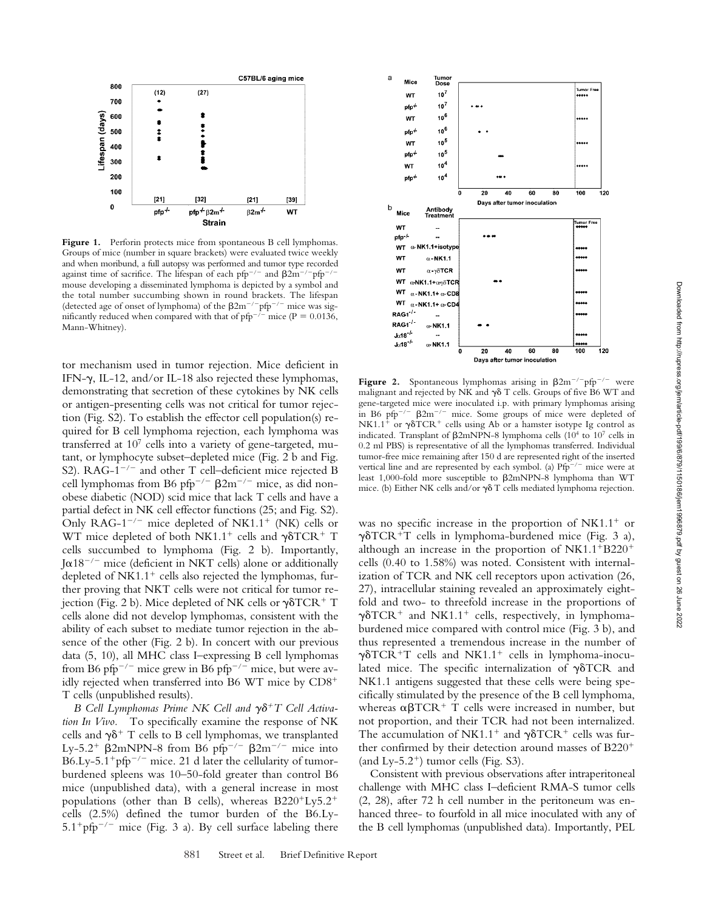C57BL/6 aging mice

Lifespan (days)

800
700
600
500
400
300
200
100
0

(12) (27)

[21] [32] [21] [39]

pfp$^{-/-}$ pfp$^{-/-}$β2m$^{-/-}$ β2m$^{-/-}$ WT

Strain

**Figure 1.** Perforin protects mice from spontaneous B cell lymphomas. Groups of mice (number in square brackets) were evaluated twice weekly and when moribund, a full autopsy was performed and tumor type recorded against time of sacrifice. The lifespan of each pfp$^{-/-}$ and β2m$^{-/-}$pfp$^{-/-}$ mouse developing a disseminated lymphoma is depicted by a symbol and the total number succumbing shown in round brackets. The lifespan (detected age of onset of lymphoma) of the β2m$^{-/-}$pfp$^{-/-}$ mice was significantly reduced when compared with that of pfp$^{-/-}$ mice (P = 0.0136, Mann-Whitney).

a

Mice | Tumor Dose

WT $10^7$
pfp$^{-/-}$ $10^7$
WT $10^6$
pfp$^{-/-}$ $10^6$
WT $10^5$
pfp$^{-/-}$ $10^5$
WT $10^4$
pfp$^{-/-}$ $10^4$

Tumor Free

0 20 40 60 80 100 120

Days after tumor inoculation

b

Mice | Antibody Treatment

WT --
pfp$^{-/-}$ --
WT α-NK1.1+isotype
WT α-NK1.1
WT α-γδTCR
WT α-NK1.1+α-γδTCR
WT α-NK1.1+ α-CD8
WT α-NK1.1+ α-CD4
RAG1$^{-/-}$ --
RAG1$^{-/-}$ α-NK1.1
Jα18$^{-/-}$ --
Jα18$^{-/-}$ α-NK1.1

Tumor Free

0 20 40 60 80 100 120

Days after tumor inoculation

**Figure 2.** Spontaneous lymphomas arising in β2m$^{-/-}$pfp$^{-/-}$ were malignant and rejected by NK and γδ T cells. Groups of five B6 WT and gene-targeted mice were inoculated i.p. with primary lymphomas arising in B6 pfp$^{-/-}$ β2m$^{-/-}$ mice. Some groups of mice were depleted of NK1.1$^+$ or γδTCR$^+$ cells using Ab or a hamster isotype Ig control as indicated. Transplant of β2mNPN-8 lymphoma cells ($10^4$ to $10^7$ cells in 0.2 ml PBS) is representative of all the lymphomas transferred. Individual tumor-free mice remaining after 150 d are represented right of the inserted vertical line and are represented by each symbol. (a) Pfp$^{-/-}$ mice were at least 1,000-fold more susceptible to β2mNPN-8 lymphoma than WT mice. (b) Either NK cells and/or γδ T cells mediated lymphoma rejection.

tor mechanism used in tumor rejection. Mice deficient in IFN-γ, IL-12, and/or IL-18 also rejected these lymphomas, demonstrating that secretion of these cytokines by NK cells or antigen-presenting cells was not critical for tumor rejection (Fig. S2). To establish the effector cell population(s) required for B cell lymphoma rejection, each lymphoma was transferred at $10^7$ cells into a variety of gene-targeted, mutant, or lymphocyte subset–depleted mice (Fig. 2 b and Fig. S2). RAG-1$^{-/-}$ and other T cell–deficient mice rejected B cell lymphomas from B6 pfp$^{-/-}$ β2m$^{-/-}$ mice, as did nonobese diabetic (NOD) scid mice that lack T cells and have a partial defect in NK cell effector functions (25; and Fig. S2). Only RAG-1$^{-/-}$ mice depleted of NK1.1$^+$ (NK) cells or WT mice depleted of both NK1.1$^+$ cells and γδTCR$^+$ T cells succumbed to lymphoma (Fig. 2 b). Importantly, Jα18$^{-/-}$ mice (deficient in NKT cells) alone or additionally depleted of NK1.1$^+$ cells also rejected the lymphomas, further proving that NKT cells were not critical for tumor rejection (Fig. 2 b). Mice depleted of NK cells or γδTCR$^+$ T cells alone did not develop lymphomas, consistent with the ability of each subset to mediate tumor rejection in the absence of the other (Fig. 2 b). In concert with our previous data (5, 10), all MHC class I–expressing B cell lymphomas from B6 pfp$^{-/-}$ mice grew in B6 pfp$^{-/-}$ mice, but were avidly rejected when transferred into B6 WT mice by CD8$^+$ T cells (unpublished results).

*B Cell Lymphomas Prime NK Cell and γδ$^+$T Cell Activation In Vivo.* To specifically examine the response of NK cells and γδ$^+$ T cells to B cell lymphomas, we transplanted Ly-5.2$^+$ β2mNPN-8 from B6 pfp$^{-/-}$ β2m$^{-/-}$ mice into B6.Ly-5.1$^+$pfp$^{-/-}$ mice. 21 d later the cellularity of tumor-burdened spleens was 10–50-fold greater than control B6 mice (unpublished data), with a general increase in most populations (other than B cells), whereas B220$^+$Ly5.2$^+$ cells (2.5%) defined the tumor burden of the B6.Ly-5.1$^+$pfp$^{-/-}$ mice (Fig. 3 a). By cell surface labeling there was no specific increase in the proportion of NK1.1$^+$ or γδTCR$^+$T cells in lymphoma-burdened mice (Fig. 3 a), although an increase in the proportion of NK1.1$^+$B220$^+$ cells (0.40 to 1.58%) was noted. Consistent with internalization of TCR and NK cell receptors upon activation (26, 27), intracellular staining revealed an approximately eightfold and two- to threefold increase in the proportions of γδTCR$^+$ and NK1.1$^+$ cells, respectively, in lymphoma-burdened mice compared with control mice (Fig. 3 b), and thus represented a tremendous increase in the number of γδTCR$^+$T cells and NK1.1$^+$ cells in lymphoma-inoculated mice. The specific internalization of γδTCR and NK1.1 antigens suggested that these cells were being specifically stimulated by the presence of the B cell lymphoma, whereas αβTCR$^+$ T cells were increased in number, but not proportion, and their TCR had not been internalized. The accumulation of NK1.1$^+$ and γδTCR$^+$ cells was further confirmed by their detection around masses of B220$^+$ (and Ly-5.2$^+$) tumor cells (Fig. S3).

Consistent with previous observations after intraperitoneal challenge with MHC class I–deficient RMA-S tumor cells (2, 28), after 72 h cell number in the peritoneum was enhanced three- to fourfold in all mice inoculated with any of the B cell lymphomas (unpublished data). Importantly, PEL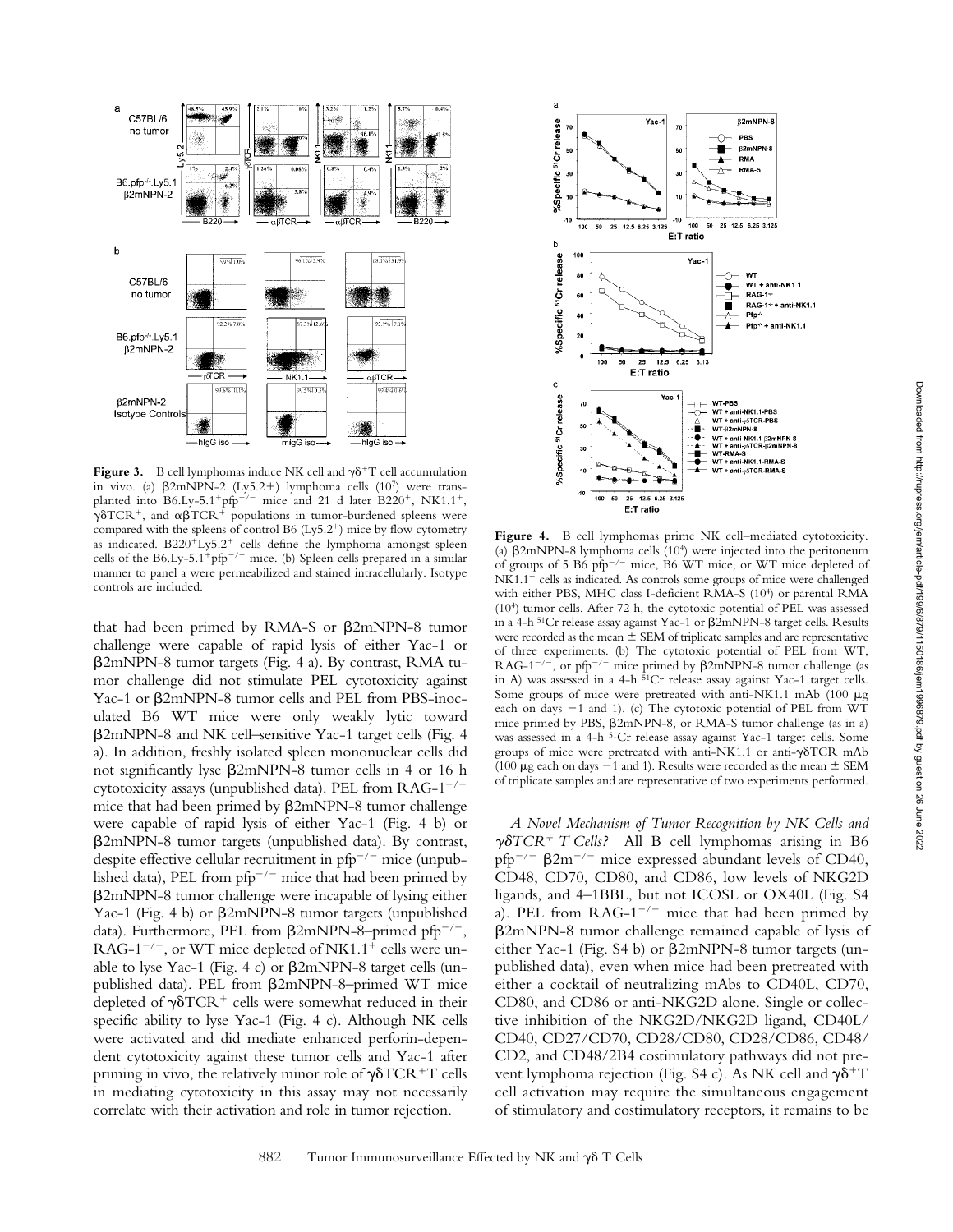a

C57BL/6 no tumor

B6.pfp-/-.Ly5.1 β2mNPN-2

Ly5.2

γδTCR

NK1.1

NK1.1

B220

αβTCR

αβTCR

B220

b

C57BL/6 no tumor

B6.pfp-/-.Ly5.1 β2mNPN-2

β2mNPN-2 Isotype Controls

γδTCR

NK1.1

αβTCR

hIgG iso

mIgG iso

hIgG iso

**Figure 3.** B cell lymphomas induce NK cell and $\gamma\delta^+$T cell accumulation in vivo. (a) β2mNPN-2 (Ly5.2+) lymphoma cells ($10^7$) were transplanted into B6.Ly-5.1$^+$pfp$^{-/-}$ mice and 21 d later B220$^+$, NK1.1$^+$, γδTCR$^+$, and αβTCR$^+$ populations in tumor-burdened spleens were compared with the spleens of control B6 (Ly5.2$^+$) mice by flow cytometry as indicated. B220$^+$Ly5.2$^+$ cells define the lymphoma amongst spleen cells of the B6.Ly-5.1$^+$pfp$^{-/-}$ mice. (b) Spleen cells prepared in a similar manner to panel a were permeabilized and stained intracellularly. Isotype controls are included.

that had been primed by RMA-S or β2mNPN-8 tumor challenge were capable of rapid lysis of either Yac-1 or β2mNPN-8 tumor targets (Fig. 4 a). By contrast, RMA tumor challenge did not stimulate PEL cytotoxicity against Yac-1 or β2mNPN-8 tumor cells and PEL from PBS-inoculated B6 WT mice were only weakly lytic toward β2mNPN-8 and NK cell–sensitive Yac-1 target cells (Fig. 4 a). In addition, freshly isolated spleen mononuclear cells did not significantly lyse β2mNPN-8 tumor cells in 4 or 16 h cytotoxicity assays (unpublished data). PEL from RAG-1$^{-/-}$ mice that had been primed by β2mNPN-8 tumor challenge were capable of rapid lysis of either Yac-1 (Fig. 4 b) or β2mNPN-8 tumor targets (unpublished data). By contrast, despite effective cellular recruitment in pfp$^{-/-}$ mice (unpublished data), PEL from pfp$^{-/-}$ mice that had been primed by β2mNPN-8 tumor challenge were incapable of lysing either Yac-1 (Fig. 4 b) or β2mNPN-8 tumor targets (unpublished data). Furthermore, PEL from β2mNPN-8–primed pfp$^{-/-}$, RAG-1$^{-/-}$, or WT mice depleted of NK1.1$^+$ cells were unable to lyse Yac-1 (Fig. 4 c) or β2mNPN-8 target cells (unpublished data). PEL from β2mNPN-8–primed WT mice depleted of γδTCR$^+$ cells were somewhat reduced in their specific ability to lyse Yac-1 (Fig. 4 c). Although NK cells were activated and did mediate enhanced perforin-dependent cytotoxicity against these tumor cells and Yac-1 after priming in vivo, the relatively minor role of γδTCR$^+$T cells in mediating cytotoxicity in this assay may not necessarily correlate with their activation and role in tumor rejection.

a

%Specific $^{51}$Cr release

Yac-1

β2mNPN-8

PBS
β2mNPN-8
RMA
RMA-S

E:T ratio

b

Yac-1

WT
WT + anti-NK1.1
RAG-1$^{-/-}$
RAG-1$^{-/-}$ + anti-NK1.1
Pfp$^{-/-}$
Pfp$^{-/-}$ + anti-NK1.1

E:T ratio

c

Yac-1

WT-PBS
WT + anti-NK1.1-PBS
WT + anti-γδTCR-PBS
WT-β2mNPN-8
WT + anti-NK1.1-β2mNPN-8
WT + anti-γδTCR-β2mNPN-8
WT-RMA-S
WT + anti-NK1.1-RMA-S
WT + anti-γδTCR-RMA-S

E:T ratio

**Figure 4.** B cell lymphomas prime NK cell–mediated cytotoxicity. (a) β2mNPN-8 lymphoma cells ($10^4$) were injected into the peritoneum of groups of 5 B6 pfp$^{-/-}$ mice, B6 WT mice, or WT mice depleted of NK1.1$^+$ cells as indicated. As controls some groups of mice were challenged with either PBS, MHC class I-deficient RMA-S ($10^4$) or parental RMA ($10^4$) tumor cells. After 72 h, the cytotoxic potential of PEL was assessed in a 4-h $^{51}$Cr release assay against Yac-1 or β2mNPN-8 target cells. Results were recorded as the mean ± SEM of triplicate samples and are representative of three experiments. (b) The cytotoxic potential of PEL from WT, RAG-1$^{-/-}$, or pfp$^{-/-}$ mice primed by β2mNPN-8 tumor challenge (as in A) was assessed in a 4-h $^{51}$Cr release assay against Yac-1 target cells. Some groups of mice were pretreated with anti-NK1.1 mAb (100 μg each on days −1 and 1). (c) The cytotoxic potential of PEL from WT mice primed by PBS, β2mNPN-8, or RMA-S tumor challenge (as in a) was assessed in a 4-h $^{51}$Cr release assay against Yac-1 target cells. Some groups of mice were pretreated with anti-NK1.1 or anti-γδTCR mAb (100 μg each on days −1 and 1). Results were recorded as the mean ± SEM of triplicate samples and are representative of two experiments performed.

*A Novel Mechanism of Tumor Recognition by NK Cells and γδTCR$^+$ T Cells?* All B cell lymphomas arising in B6 pfp$^{-/-}$ β2m$^{-/-}$ mice expressed abundant levels of CD40, CD48, CD70, CD80, and CD86, low levels of NKG2D ligands, and 4–1BBL, but not ICOSL or OX40L (Fig. S4 a). PEL from RAG-1$^{-/-}$ mice that had been primed by β2mNPN-8 tumor challenge remained capable of lysis of either Yac-1 (Fig. S4 b) or β2mNPN-8 tumor targets (unpublished data), even when mice had been pretreated with either a cocktail of neutralizing mAbs to CD40L, CD70, CD80, and CD86 or anti-NKG2D alone. Single or collective inhibition of the NKG2D/NKG2D ligand, CD40L/CD40, CD27/CD70, CD28/CD80, CD28/CD86, CD48/CD2, and CD48/2B4 costimulatory pathways did not prevent lymphoma rejection (Fig. S4 c). As NK cell and $\gamma\delta^+$T cell activation may require the simultaneous engagement of stimulatory and costimulatory receptors, it remains to be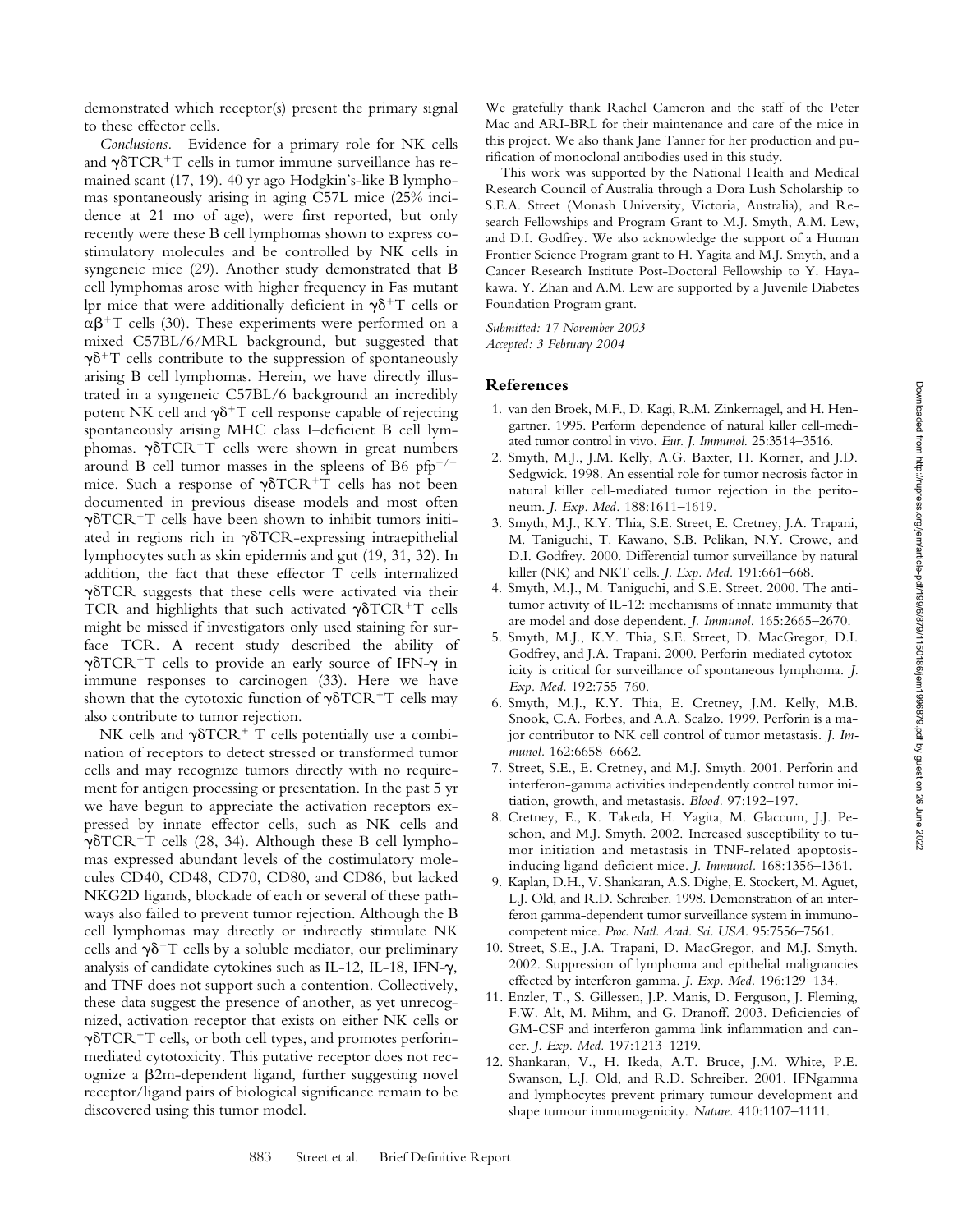demonstrated which receptor(s) present the primary signal to these effector cells.

*Conclusions*. Evidence for a primary role for NK cells and $\gamma\delta$TCR$^+$T cells in tumor immune surveillance has remained scant (17, 19). 40 yr ago Hodgkin's-like B lymphomas spontaneously arising in aging C57L mice (25% incidence at 21 mo of age), were first reported, but only recently were these B cell lymphomas shown to express costimulatory molecules and be controlled by NK cells in syngeneic mice (29). Another study demonstrated that B cell lymphomas arose with higher frequency in Fas mutant lpr mice that were additionally deficient in $\gamma\delta^+$T cells or $\alpha\beta^+$T cells (30). These experiments were performed on a mixed C57BL/6/MRL background, but suggested that $\gamma\delta^+$T cells contribute to the suppression of spontaneously arising B cell lymphomas. Herein, we have directly illustrated in a syngeneic C57BL/6 background an incredibly potent NK cell and $\gamma\delta^+$T cell response capable of rejecting spontaneously arising MHC class I–deficient B cell lymphomas. $\gamma\delta$TCR$^+$T cells were shown in great numbers around B cell tumor masses in the spleens of B6 pfp$^{-/-}$ mice. Such a response of $\gamma\delta$TCR$^+$T cells has not been documented in previous disease models and most often $\gamma\delta$TCR$^+$T cells have been shown to inhibit tumors initiated in regions rich in $\gamma\delta$TCR-expressing intraepithelial lymphocytes such as skin epidermis and gut (19, 31, 32). In addition, the fact that these effector T cells internalized $\gamma\delta$TCR suggests that these cells were activated via their TCR and highlights that such activated $\gamma\delta$TCR$^+$T cells might be missed if investigators only used staining for surface TCR. A recent study described the ability of $\gamma\delta$TCR$^+$T cells to provide an early source of IFN-$\gamma$ in immune responses to carcinogen (33). Here we have shown that the cytotoxic function of $\gamma\delta$TCR$^+$T cells may also contribute to tumor rejection.

NK cells and $\gamma\delta$TCR$^+$ T cells potentially use a combination of receptors to detect stressed or transformed tumor cells and may recognize tumors directly with no requirement for antigen processing or presentation. In the past 5 yr we have begun to appreciate the activation receptors expressed by innate effector cells, such as NK cells and $\gamma\delta$TCR$^+$T cells (28, 34). Although these B cell lymphomas expressed abundant levels of the costimulatory molecules CD40, CD48, CD70, CD80, and CD86, but lacked NKG2D ligands, blockade of each or several of these pathways also failed to prevent tumor rejection. Although the B cell lymphomas may directly or indirectly stimulate NK cells and $\gamma\delta^+$T cells by a soluble mediator, our preliminary analysis of candidate cytokines such as IL-12, IL-18, IFN-$\gamma$, and TNF does not support such a contention. Collectively, these data suggest the presence of another, as yet unrecognized, activation receptor that exists on either NK cells or $\gamma\delta$TCR$^+$T cells, or both cell types, and promotes perforin-mediated cytotoxicity. This putative receptor does not recognize a $\beta$2m-dependent ligand, further suggesting novel receptor/ligand pairs of biological significance remain to be discovered using this tumor model.

We gratefully thank Rachel Cameron and the staff of the Peter Mac and ARI-BRL for their maintenance and care of the mice in this project. We also thank Jane Tanner for her production and purification of monoclonal antibodies used in this study.

This work was supported by the National Health and Medical Research Council of Australia through a Dora Lush Scholarship to S.E.A. Street (Monash University, Victoria, Australia), and Research Fellowships and Program Grant to M.J. Smyth, A.M. Lew, and D.I. Godfrey. We also acknowledge the support of a Human Frontier Science Program grant to H. Yagita and M.J. Smyth, and a Cancer Research Institute Post-Doctoral Fellowship to Y. Hayakawa. Y. Zhan and A.M. Lew are supported by a Juvenile Diabetes Foundation Program grant.

*Submitted: 17 November 2003*
*Accepted: 3 February 2004*

## References

1. van den Broek, M.F., D. Kagi, R.M. Zinkernagel, and H. Hengartner. 1995. Perforin dependence of natural killer cell-mediated tumor control in vivo. *Eur. J. Immunol.* 25:3514–3516.
2. Smyth, M.J., J.M. Kelly, A.G. Baxter, H. Korner, and J.D. Sedgwick. 1998. An essential role for tumor necrosis factor in natural killer cell-mediated tumor rejection in the peritoneum. *J. Exp. Med.* 188:1611–1619.
3. Smyth, M.J., K.Y. Thia, S.E. Street, E. Cretney, J.A. Trapani, M. Taniguchi, T. Kawano, S.B. Pelikan, N.Y. Crowe, and D.I. Godfrey. 2000. Differential tumor surveillance by natural killer (NK) and NKT cells. *J. Exp. Med.* 191:661–668.
4. Smyth, M.J., M. Taniguchi, and S.E. Street. 2000. The anti-tumor activity of IL-12: mechanisms of innate immunity that are model and dose dependent. *J. Immunol.* 165:2665–2670.
5. Smyth, M.J., K.Y. Thia, S.E. Street, D. MacGregor, D.I. Godfrey, and J.A. Trapani. 2000. Perforin-mediated cytotoxicity is critical for surveillance of spontaneous lymphoma. *J. Exp. Med.* 192:755–760.
6. Smyth, M.J., K.Y. Thia, E. Cretney, J.M. Kelly, M.B. Snook, C.A. Forbes, and A.A. Scalzo. 1999. Perforin is a major contributor to NK cell control of tumor metastasis. *J. Immunol.* 162:6658–6662.
7. Street, S.E., E. Cretney, and M.J. Smyth. 2001. Perforin and interferon-gamma activities independently control tumor initiation, growth, and metastasis. *Blood.* 97:192–197.
8. Cretney, E., K. Takeda, H. Yagita, M. Glaccum, J.J. Peschon, and M.J. Smyth. 2002. Increased susceptibility to tumor initiation and metastasis in TNF-related apoptosis-inducing ligand-deficient mice. *J. Immunol.* 168:1356–1361.
9. Kaplan, D.H., V. Shankaran, A.S. Dighe, E. Stockert, M. Aguet, L.J. Old, and R.D. Schreiber. 1998. Demonstration of an interferon gamma-dependent tumor surveillance system in immunocompetent mice. *Proc. Natl. Acad. Sci. USA.* 95:7556–7561.
10. Street, S.E., J.A. Trapani, D. MacGregor, and M.J. Smyth. 2002. Suppression of lymphoma and epithelial malignancies effected by interferon gamma. *J. Exp. Med.* 196:129–134.
11. Enzler, T., S. Gillessen, J.P. Manis, D. Ferguson, J. Fleming, F.W. Alt, M. Mihm, and G. Dranoff. 2003. Deficiencies of GM-CSF and interferon gamma link inflammation and cancer. *J. Exp. Med.* 197:1213–1219.
12. Shankaran, V., H. Ikeda, A.T. Bruce, J.M. White, P.E. Swanson, L.J. Old, and R.D. Schreiber. 2001. IFNgamma and lymphocytes prevent primary tumour development and shape tumour immunogenicity. *Nature.* 410:1107–1111.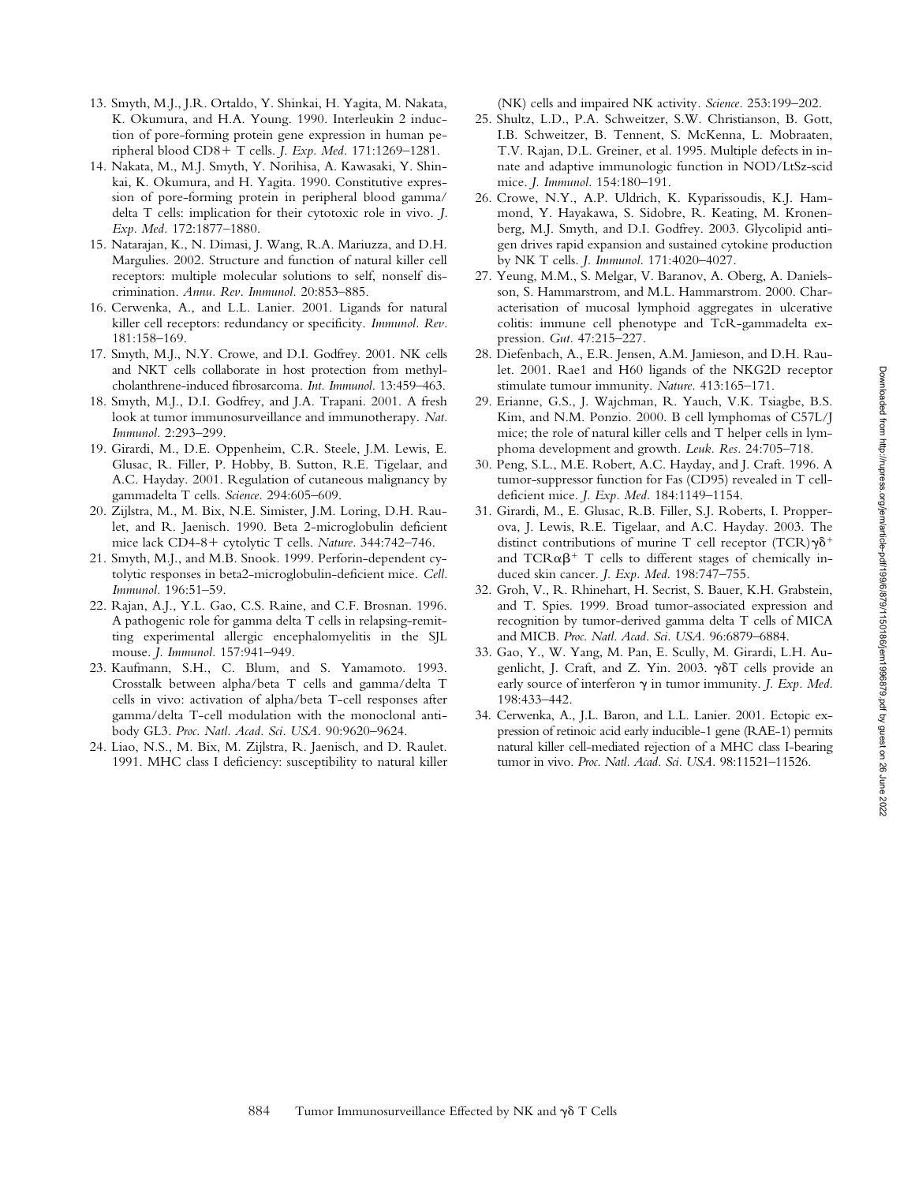13. Smyth, M.J., J.R. Ortaldo, Y. Shinkai, H. Yagita, M. Nakata, K. Okumura, and H.A. Young. 1990. Interleukin 2 induction of pore-forming protein gene expression in human peripheral blood CD8+ T cells. *J. Exp. Med.* 171:1269–1281.
14. Nakata, M., M.J. Smyth, Y. Norihisa, A. Kawasaki, Y. Shinkai, K. Okumura, and H. Yagita. 1990. Constitutive expression of pore-forming protein in peripheral blood gamma/delta T cells: implication for their cytotoxic role in vivo. *J. Exp. Med.* 172:1877–1880.
15. Natarajan, K., N. Dimasi, J. Wang, R.A. Mariuzza, and D.H. Margulies. 2002. Structure and function of natural killer cell receptors: multiple molecular solutions to self, nonself discrimination. *Annu. Rev. Immunol.* 20:853–885.
16. Cerwenka, A., and L.L. Lanier. 2001. Ligands for natural killer cell receptors: redundancy or specificity. *Immunol. Rev.* 181:158–169.
17. Smyth, M.J., N.Y. Crowe, and D.I. Godfrey. 2001. NK cells and NKT cells collaborate in host protection from methylcholanthrene-induced fibrosarcoma. *Int. Immunol.* 13:459–463.
18. Smyth, M.J., D.I. Godfrey, and J.A. Trapani. 2001. A fresh look at tumor immunosurveillance and immunotherapy. *Nat. Immunol.* 2:293–299.
19. Girardi, M., D.E. Oppenheim, C.R. Steele, J.M. Lewis, E. Glusac, R. Filler, P. Hobby, B. Sutton, R.E. Tigelaar, and A.C. Hayday. 2001. Regulation of cutaneous malignancy by gammadelta T cells. *Science.* 294:605–609.
20. Zijlstra, M., M. Bix, N.E. Simister, J.M. Loring, D.H. Raulet, and R. Jaenisch. 1990. Beta 2-microglobulin deficient mice lack CD4-8+ cytolytic T cells. *Nature.* 344:742–746.
21. Smyth, M.J., and M.B. Snook. 1999. Perforin-dependent cytolytic responses in beta2-microglobulin-deficient mice. *Cell. Immunol.* 196:51–59.
22. Rajan, A.J., Y.L. Gao, C.S. Raine, and C.F. Brosnan. 1996. A pathogenic role for gamma delta T cells in relapsing-remitting experimental allergic encephalomyelitis in the SJL mouse. *J. Immunol.* 157:941–949.
23. Kaufmann, S.H., C. Blum, and S. Yamamoto. 1993. Crosstalk between alpha/beta T cells and gamma/delta T cells in vivo: activation of alpha/beta T-cell responses after gamma/delta T-cell modulation with the monoclonal antibody GL3. *Proc. Natl. Acad. Sci. USA.* 90:9620–9624.
24. Liao, N.S., M. Bix, M. Zijlstra, R. Jaenisch, and D. Raulet. 1991. MHC class I deficiency: susceptibility to natural killer (NK) cells and impaired NK activity. *Science.* 253:199–202.
25. Shultz, L.D., P.A. Schweitzer, S.W. Christianson, B. Gott, I.B. Schweitzer, B. Tennent, S. McKenna, L. Mobraaten, T.V. Rajan, D.L. Greiner, et al. 1995. Multiple defects in innate and adaptive immunologic function in NOD/LtSz-scid mice. *J. Immunol.* 154:180–191.
26. Crowe, N.Y., A.P. Uldrich, K. Kyparissoudis, K.J. Hammond, Y. Hayakawa, S. Sidobre, R. Keating, M. Kronenberg, M.J. Smyth, and D.I. Godfrey. 2003. Glycolipid antigen drives rapid expansion and sustained cytokine production by NK T cells. *J. Immunol.* 171:4020–4027.
27. Yeung, M.M., S. Melgar, V. Baranov, A. Oberg, A. Danielsson, S. Hammarstrom, and M.L. Hammarstrom. 2000. Characterisation of mucosal lymphoid aggregates in ulcerative colitis: immune cell phenotype and TcR-gammadelta expression. *Gut.* 47:215–227.
28. Diefenbach, A., E.R. Jensen, A.M. Jamieson, and D.H. Raulet. 2001. Rae1 and H60 ligands of the NKG2D receptor stimulate tumour immunity. *Nature.* 413:165–171.
29. Erianne, G.S., J. Wajchman, R. Yauch, V.K. Tsiagbe, B.S. Kim, and N.M. Ponzio. 2000. B cell lymphomas of C57L/J mice; the role of natural killer cells and T helper cells in lymphoma development and growth. *Leuk. Res.* 24:705–718.
30. Peng, S.L., M.E. Robert, A.C. Hayday, and J. Craft. 1996. A tumor-suppressor function for Fas (CD95) revealed in T cell-deficient mice. *J. Exp. Med.* 184:1149–1154.
31. Girardi, M., E. Glusac, R.B. Filler, S.J. Roberts, I. Propperova, J. Lewis, R.E. Tigelaar, and A.C. Hayday. 2003. The distinct contributions of murine T cell receptor (TCR)$\gamma\delta^+$ and TCR$\alpha\beta^+$ T cells to different stages of chemically induced skin cancer. *J. Exp. Med.* 198:747–755.
32. Groh, V., R. Rhinehart, H. Secrist, S. Bauer, K.H. Grabstein, and T. Spies. 1999. Broad tumor-associated expression and recognition by tumor-derived gamma delta T cells of MICA and MICB. *Proc. Natl. Acad. Sci. USA.* 96:6879–6884.
33. Gao, Y., W. Yang, M. Pan, E. Scully, M. Girardi, L.H. Augenlicht, J. Craft, and Z. Yin. 2003. $\gamma\delta$T cells provide an early source of interferon $\gamma$ in tumor immunity. *J. Exp. Med.* 198:433–442.
34. Cerwenka, A., J.L. Baron, and L.L. Lanier. 2001. Ectopic expression of retinoic acid early inducible-1 gene (RAE-1) permits natural killer cell-mediated rejection of a MHC class I-bearing tumor in vivo. *Proc. Natl. Acad. Sci. USA.* 98:11521–11526.